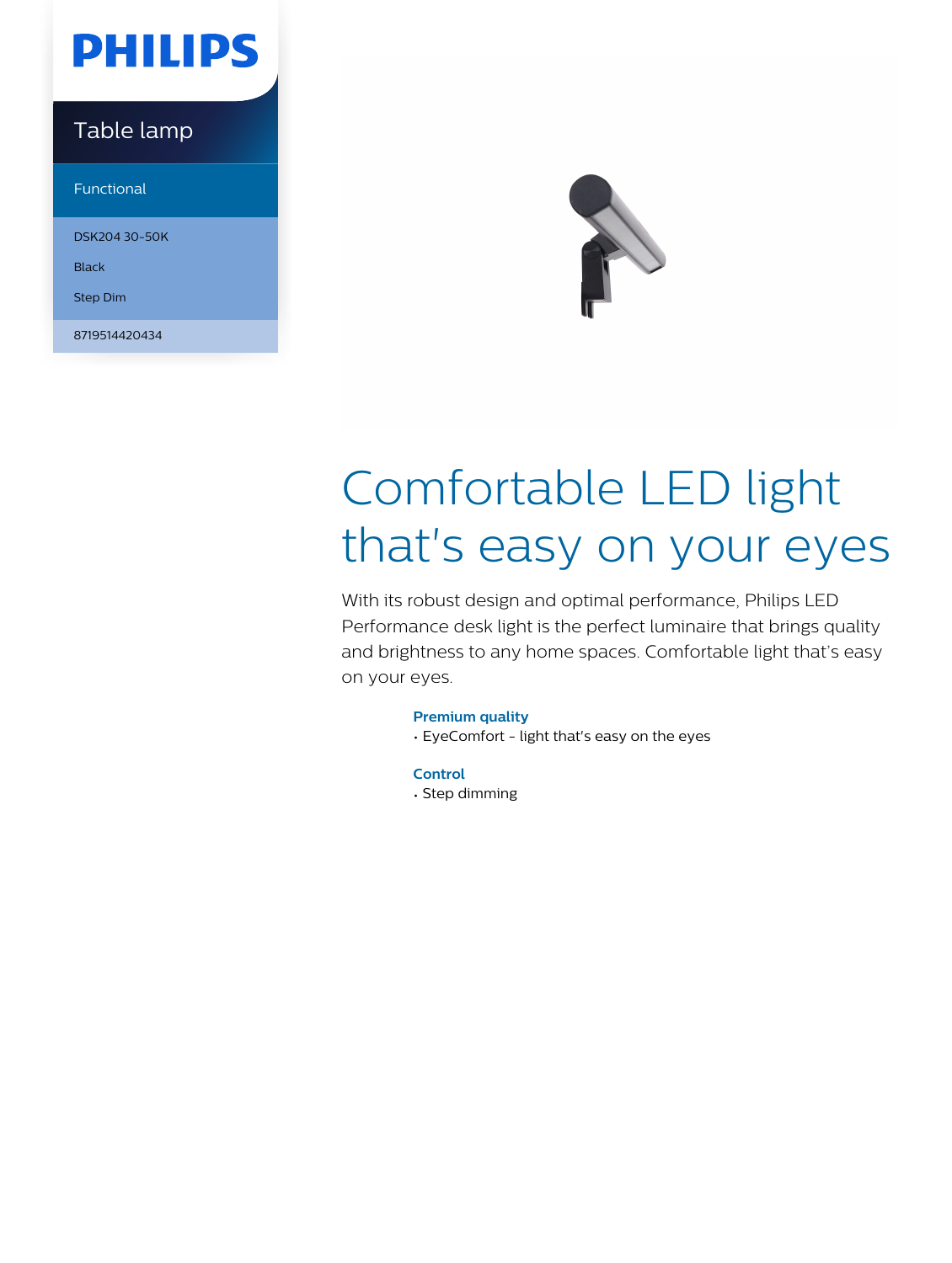PHILIPS

Table lamp

Functional

DSK204 30-50K

Black

Step Dim

8719514420434

# Comfortable LED light that's easy on your eyes

With its robust design and optimal performance, Philips LED Performance desk light is the perfect luminaire that brings quality and brightness to any home spaces. Comfortable light that's easy on your eyes.

### Premium quality

- EyeComfort - light that's easy on the eyes

### Control

- Step dimming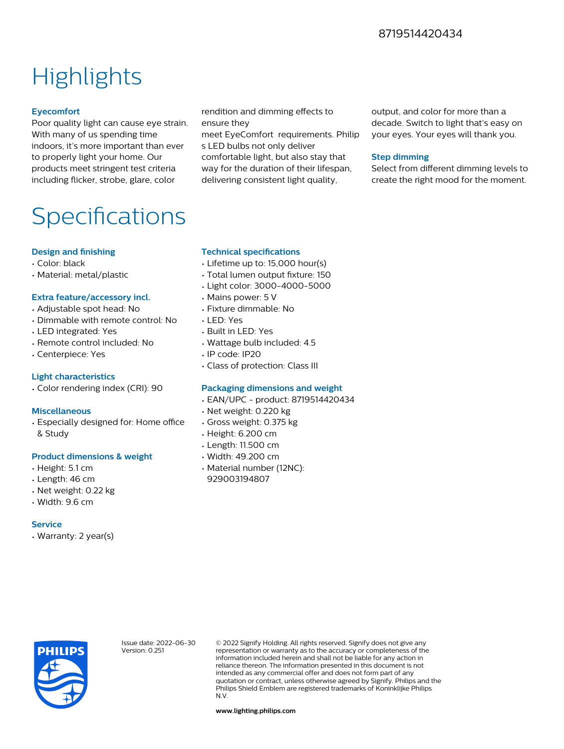8719514420434

# Highlights

### Eyecomfort

Poor quality light can cause eye strain. With many of us spending time indoors, it's more important than ever to properly light your home. Our products meet stringent test criteria including flicker, strobe, glare, color rendition and dimming effects to ensure they meet EyeComfort requirements. Philip s LED bulbs not only deliver comfortable light, but also stay that way for the duration of their lifespan, delivering consistent light quality, output, and color for more than a decade. Switch to light that's easy on your eyes. Your eyes will thank you.

### Step dimming

Select from different dimming levels to create the right mood for the moment.

# Specifications

### Design and finishing

- Color: black
- Material: metal/plastic

### Extra feature/accessory incl.

- Adjustable spot head: No
- Dimmable with remote control: No
- LED integrated: Yes
- Remote control included: No
- Centerpiece: Yes

### Light characteristics

- Color rendering index (CRI): 90

### Miscellaneous

- Especially designed for: Home office & Study

### Product dimensions & weight

- Height: 5.1 cm
- Length: 46 cm
- Net weight: 0.22 kg
- Width: 9.6 cm

### Service

- Warranty: 2 year(s)

### Technical specifications

- Lifetime up to: 15,000 hour(s)
- Total lumen output fixture: 150
- Light color: 3000-4000-5000
- Mains power: 5 V
- Fixture dimmable: No
- LED: Yes
- Built in LED: Yes
- Wattage bulb included: 4.5
- IP code: IP20
- Class of protection: Class III

### Packaging dimensions and weight

- EAN/UPC - product: 8719514420434
- Net weight: 0.220 kg
- Gross weight: 0.375 kg
- Height: 6.200 cm
- Length: 11.500 cm
- Width: 49.200 cm
- Material number (12NC): 929003194807

Issue date: 2022-06-30
Version: 0.251

© 2022 Signify Holding. All rights reserved. Signify does not give any representation or warranty as to the accuracy or completeness of the information included herein and shall not be liable for any action in reliance thereon. The information presented in this document is not intended as any commercial offer and does not form part of any quotation or contract, unless otherwise agreed by Signify. Philips and the Philips Shield Emblem are registered trademarks of Koninklijke Philips N.V.

**www.lighting.philips.com**